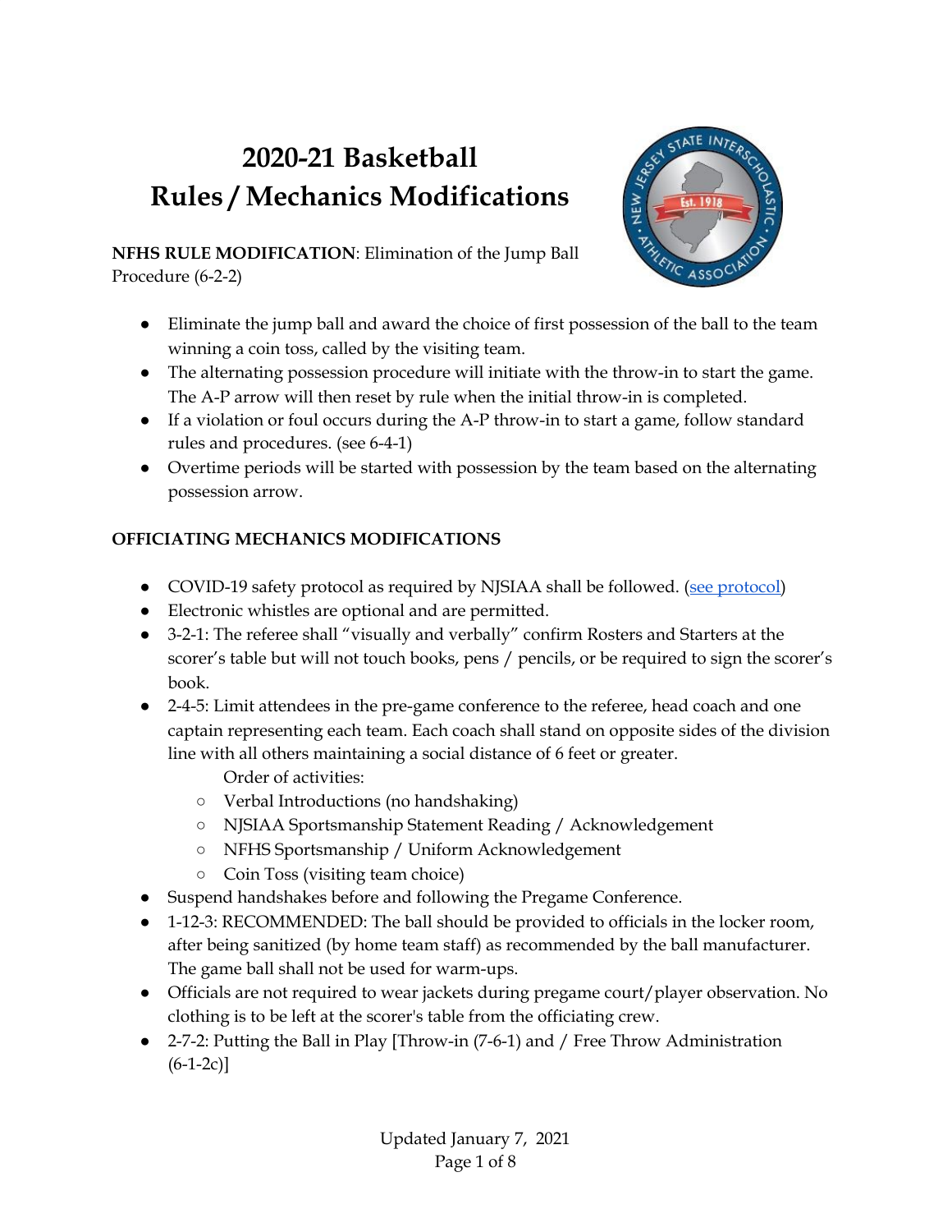# 2020-21 Basketball Rules / Mechanics Modifications

**NFHS RULE MODIFICATION**: Elimination of the Jump Ball Procedure (6-2-2)

- Eliminate the jump ball and award the choice of first possession of the ball to the team winning a coin toss, called by the visiting team.
- The alternating possession procedure will initiate with the throw-in to start the game. The A-P arrow will then reset by rule when the initial throw-in is completed.
- If a violation or foul occurs during the A-P throw-in to start a game, follow standard rules and procedures. (see 6-4-1)
- Overtime periods will be started with possession by the team based on the alternating possession arrow.

**OFFICIATING MECHANICS MODIFICATIONS**

- COVID-19 safety protocol as required by NJSIAA shall be followed. (see protocol)
- Electronic whistles are optional and are permitted.
- 3-2-1: The referee shall "visually and verbally" confirm Rosters and Starters at the scorer's table but will not touch books, pens / pencils, or be required to sign the scorer's book.
- 2-4-5: Limit attendees in the pre-game conference to the referee, head coach and one captain representing each team. Each coach shall stand on opposite sides of the division line with all others maintaining a social distance of 6 feet or greater.

  Order of activities:
  - Verbal Introductions (no handshaking)
  - NJSIAA Sportsmanship Statement Reading / Acknowledgement
  - NFHS Sportsmanship / Uniform Acknowledgement
  - Coin Toss (visiting team choice)
- Suspend handshakes before and following the Pregame Conference.
- 1-12-3: RECOMMENDED: The ball should be provided to officials in the locker room, after being sanitized (by home team staff) as recommended by the ball manufacturer. The game ball shall not be used for warm-ups.
- Officials are not required to wear jackets during pregame court/player observation. No clothing is to be left at the scorer's table from the officiating crew.
- 2-7-2: Putting the Ball in Play [Throw-in (7-6-1) and / Free Throw Administration (6-1-2c)]

Updated January 7, 2021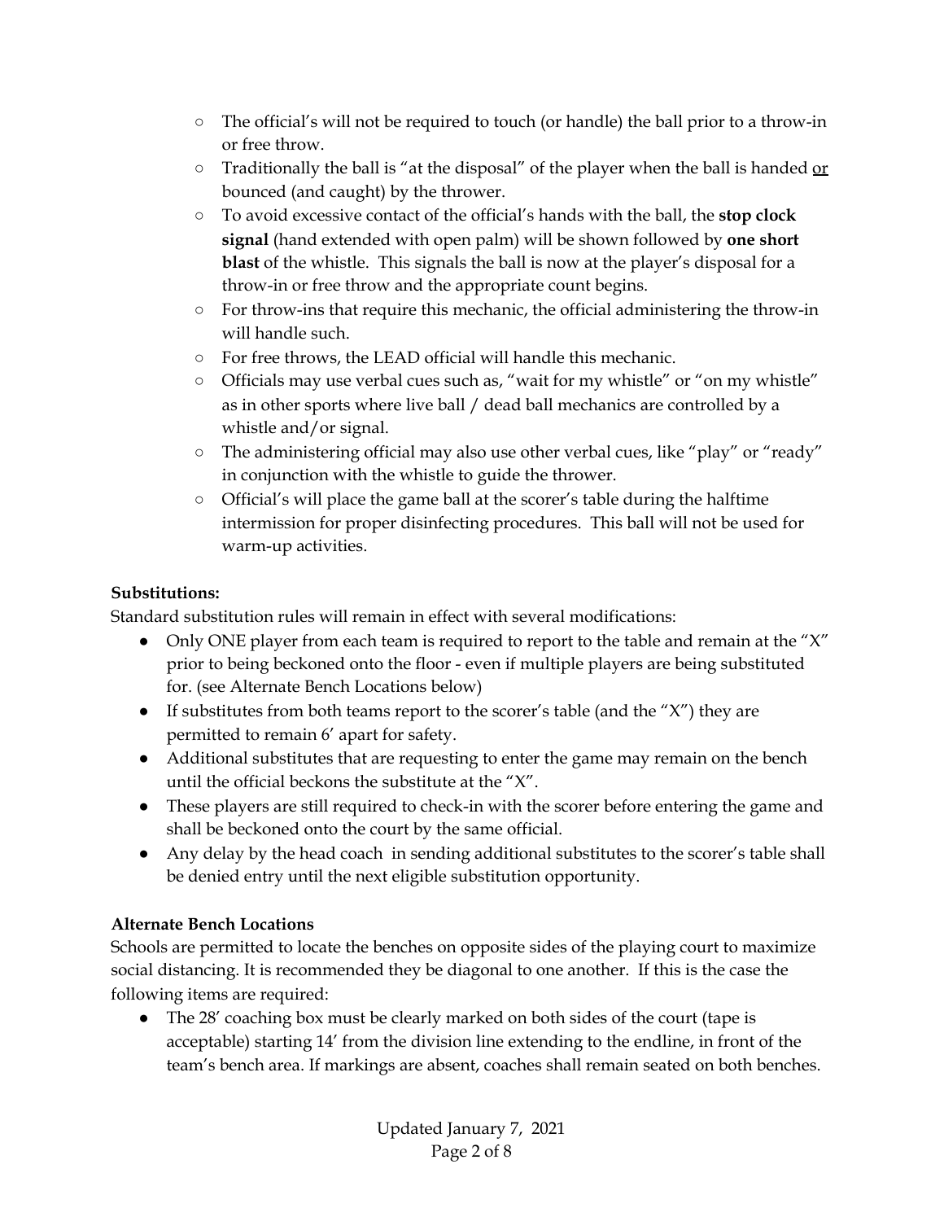- The official's will not be required to touch (or handle) the ball prior to a throw-in or free throw.
- Traditionally the ball is "at the disposal" of the player when the ball is handed <u>or</u> bounced (and caught) by the thrower.
- To avoid excessive contact of the official's hands with the ball, the **stop clock signal** (hand extended with open palm) will be shown followed by **one short blast** of the whistle. This signals the ball is now at the player's disposal for a throw-in or free throw and the appropriate count begins.
- For throw-ins that require this mechanic, the official administering the throw-in will handle such.
- For free throws, the LEAD official will handle this mechanic.
- Officials may use verbal cues such as, "wait for my whistle" or "on my whistle" as in other sports where live ball / dead ball mechanics are controlled by a whistle and/or signal.
- The administering official may also use other verbal cues, like "play" or "ready" in conjunction with the whistle to guide the thrower.
- Official's will place the game ball at the scorer's table during the halftime intermission for proper disinfecting procedures. This ball will not be used for warm-up activities.

**Substitutions:**

Standard substitution rules will remain in effect with several modifications:

- Only ONE player from each team is required to report to the table and remain at the "X" prior to being beckoned onto the floor - even if multiple players are being substituted for. (see Alternate Bench Locations below)
- If substitutes from both teams report to the scorer's table (and the "X") they are permitted to remain 6' apart for safety.
- Additional substitutes that are requesting to enter the game may remain on the bench until the official beckons the substitute at the "X".
- These players are still required to check-in with the scorer before entering the game and shall be beckoned onto the court by the same official.
- Any delay by the head coach in sending additional substitutes to the scorer's table shall be denied entry until the next eligible substitution opportunity.

**Alternate Bench Locations**

Schools are permitted to locate the benches on opposite sides of the playing court to maximize social distancing. It is recommended they be diagonal to one another. If this is the case the following items are required:

- The 28' coaching box must be clearly marked on both sides of the court (tape is acceptable) starting 14' from the division line extending to the endline, in front of the team's bench area. If markings are absent, coaches shall remain seated on both benches.

Updated January 7, 2021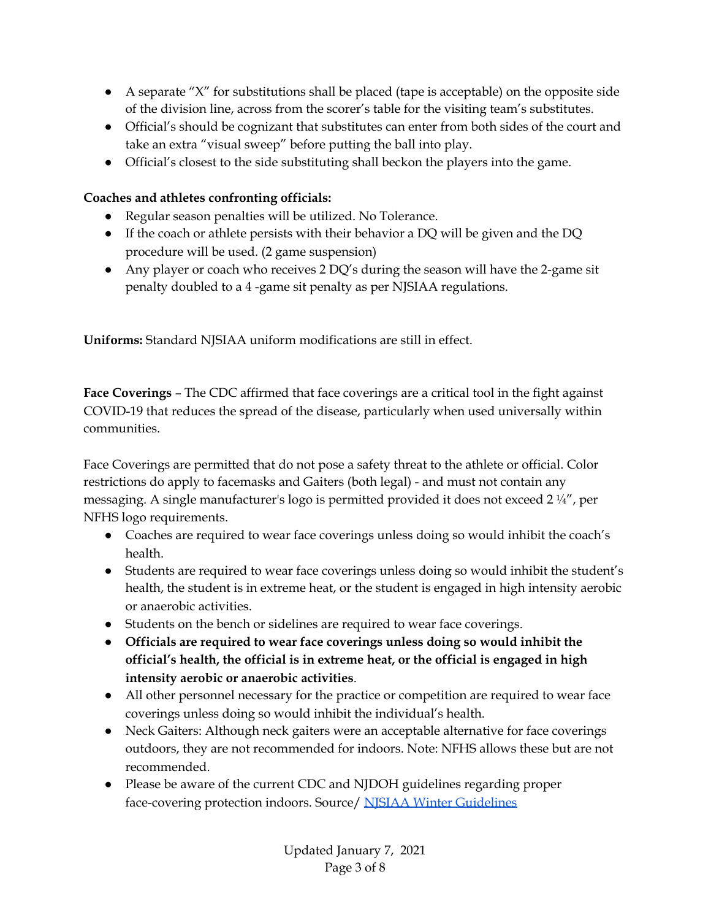- A separate "X" for substitutions shall be placed (tape is acceptable) on the opposite side of the division line, across from the scorer's table for the visiting team's substitutes.
- Official's should be cognizant that substitutes can enter from both sides of the court and take an extra "visual sweep" before putting the ball into play.
- Official's closest to the side substituting shall beckon the players into the game.

**Coaches and athletes confronting officials:**

- Regular season penalties will be utilized. No Tolerance.
- If the coach or athlete persists with their behavior a DQ will be given and the DQ procedure will be used. (2 game suspension)
- Any player or coach who receives 2 DQ's during the season will have the 2-game sit penalty doubled to a 4 -game sit penalty as per NJSIAA regulations.

**Uniforms:** Standard NJSIAA uniform modifications are still in effect.

**Face Coverings** – The CDC affirmed that face coverings are a critical tool in the fight against COVID-19 that reduces the spread of the disease, particularly when used universally within communities.

Face Coverings are permitted that do not pose a safety threat to the athlete or official. Color restrictions do apply to facemasks and Gaiters (both legal) - and must not contain any messaging. A single manufacturer's logo is permitted provided it does not exceed 2 ¼", per NFHS logo requirements.

- Coaches are required to wear face coverings unless doing so would inhibit the coach's health.
- Students are required to wear face coverings unless doing so would inhibit the student's health, the student is in extreme heat, or the student is engaged in high intensity aerobic or anaerobic activities.
- Students on the bench or sidelines are required to wear face coverings.
- **Officials are required to wear face coverings unless doing so would inhibit the official's health, the official is in extreme heat, or the official is engaged in high intensity aerobic or anaerobic activities**.
- All other personnel necessary for the practice or competition are required to wear face coverings unless doing so would inhibit the individual's health.
- Neck Gaiters: Although neck gaiters were an acceptable alternative for face coverings outdoors, they are not recommended for indoors. Note: NFHS allows these but are not recommended.
- Please be aware of the current CDC and NJDOH guidelines regarding proper face-covering protection indoors. Source/ NJSIAA Winter Guidelines

Updated January 7, 2021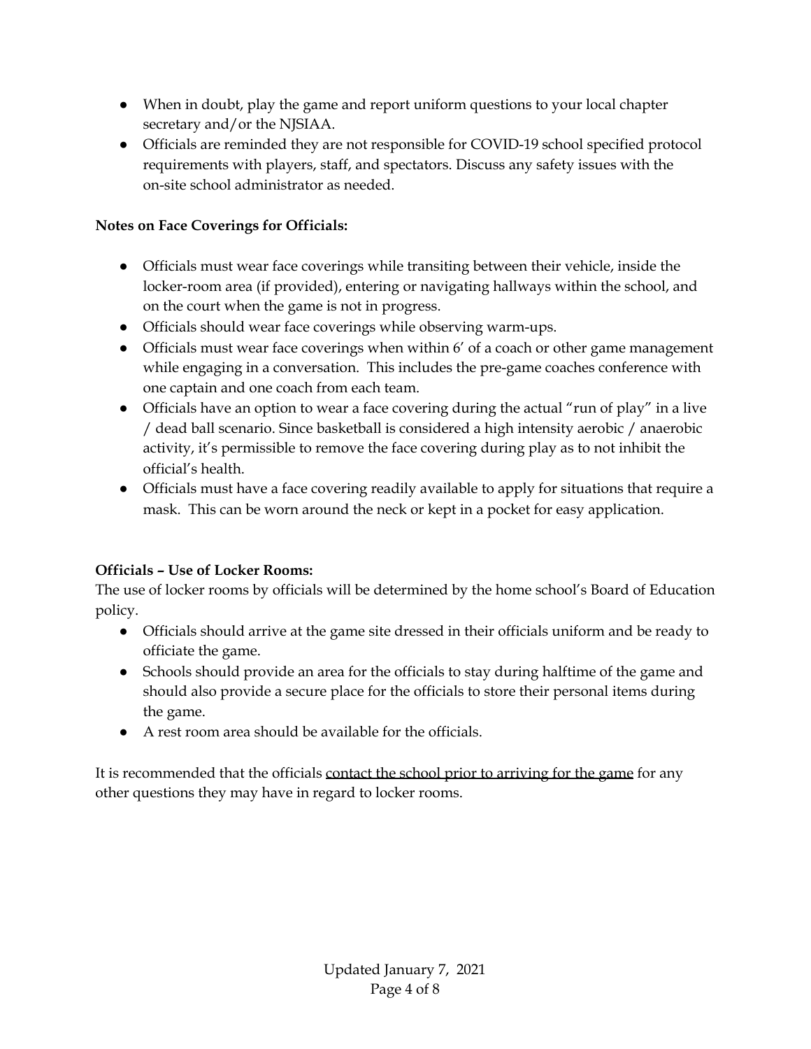- When in doubt, play the game and report uniform questions to your local chapter secretary and/or the NJSIAA.
- Officials are reminded they are not responsible for COVID-19 school specified protocol requirements with players, staff, and spectators. Discuss any safety issues with the on-site school administrator as needed.

**Notes on Face Coverings for Officials:**

- Officials must wear face coverings while transiting between their vehicle, inside the locker-room area (if provided), entering or navigating hallways within the school, and on the court when the game is not in progress.
- Officials should wear face coverings while observing warm-ups.
- Officials must wear face coverings when within 6' of a coach or other game management while engaging in a conversation. This includes the pre-game coaches conference with one captain and one coach from each team.
- Officials have an option to wear a face covering during the actual "run of play" in a live / dead ball scenario. Since basketball is considered a high intensity aerobic / anaerobic activity, it's permissible to remove the face covering during play as to not inhibit the official's health.
- Officials must have a face covering readily available to apply for situations that require a mask. This can be worn around the neck or kept in a pocket for easy application.

**Officials – Use of Locker Rooms:**

The use of locker rooms by officials will be determined by the home school's Board of Education policy.

- Officials should arrive at the game site dressed in their officials uniform and be ready to officiate the game.
- Schools should provide an area for the officials to stay during halftime of the game and should also provide a secure place for the officials to store their personal items during the game.
- A rest room area should be available for the officials.

It is recommended that the officials contact the school prior to arriving for the game for any other questions they may have in regard to locker rooms.

Updated January 7, 2021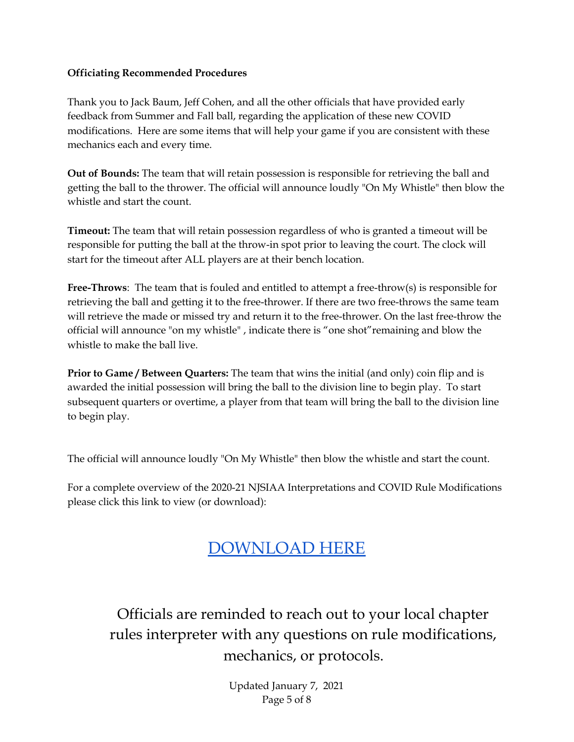**Officiating Recommended Procedures**

Thank you to Jack Baum, Jeff Cohen, and all the other officials that have provided early feedback from Summer and Fall ball, regarding the application of these new COVID modifications. Here are some items that will help your game if you are consistent with these mechanics each and every time.

**Out of Bounds:** The team that will retain possession is responsible for retrieving the ball and getting the ball to the thrower. The official will announce loudly "On My Whistle" then blow the whistle and start the count.

**Timeout:** The team that will retain possession regardless of who is granted a timeout will be responsible for putting the ball at the throw-in spot prior to leaving the court. The clock will start for the timeout after ALL players are at their bench location.

**Free-Throws**: The team that is fouled and entitled to attempt a free-throw(s) is responsible for retrieving the ball and getting it to the free-thrower. If there are two free-throws the same team will retrieve the made or missed try and return it to the free-thrower. On the last free-throw the official will announce "on my whistle" , indicate there is “one shot”remaining and blow the whistle to make the ball live.

**Prior to Game / Between Quarters:** The team that wins the initial (and only) coin flip and is awarded the initial possession will bring the ball to the division line to begin play. To start subsequent quarters or overtime, a player from that team will bring the ball to the division line to begin play.

The official will announce loudly "On My Whistle" then blow the whistle and start the count.

For a complete overview of the 2020-21 NJSIAA Interpretations and COVID Rule Modifications please click this link to view (or download):

DOWNLOAD HERE

Officials are reminded to reach out to your local chapter rules interpreter with any questions on rule modifications, mechanics, or protocols.

Updated January 7, 2021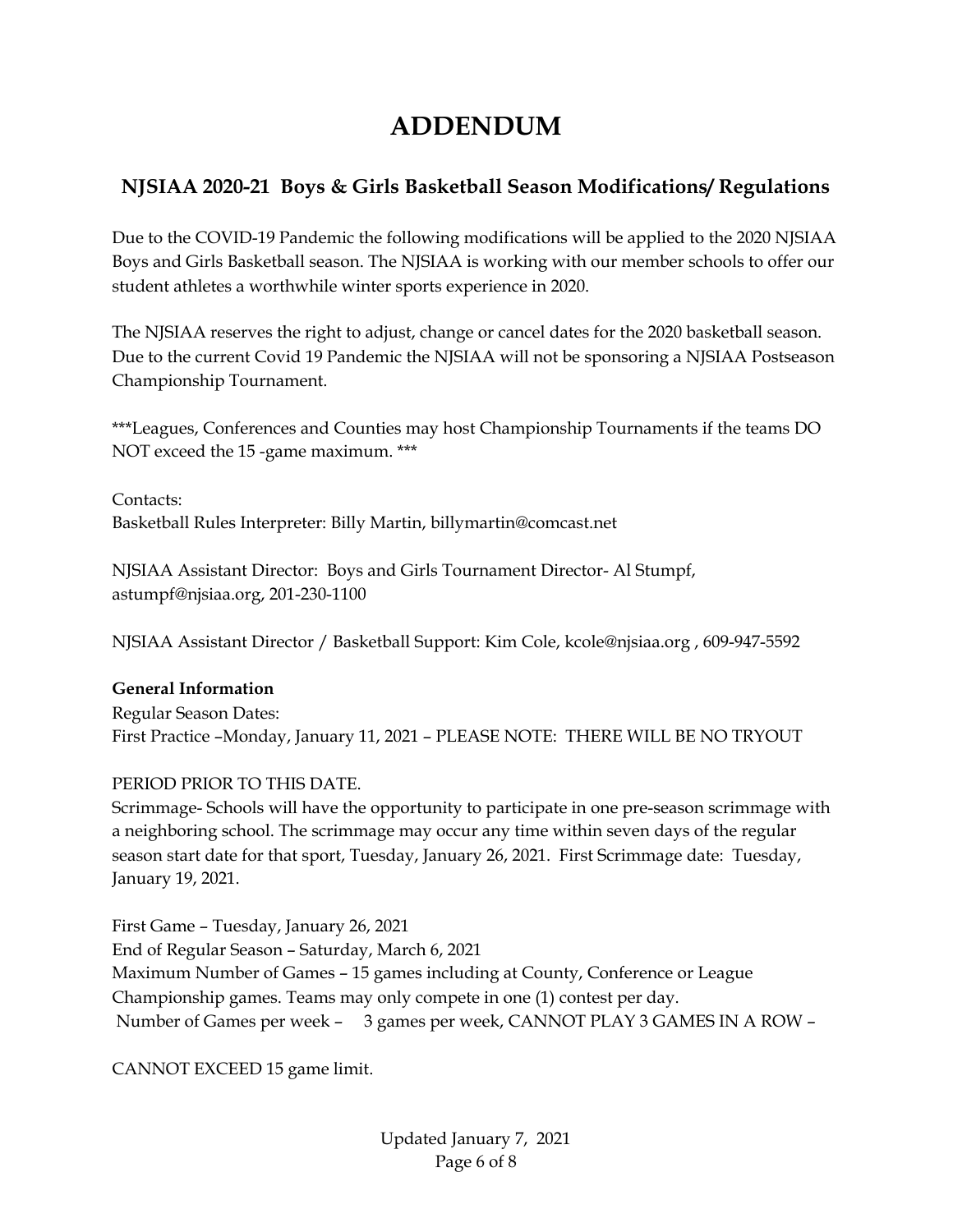# ADDENDUM

## NJSIAA 2020-21 Boys & Girls Basketball Season Modifications/ Regulations

Due to the COVID-19 Pandemic the following modifications will be applied to the 2020 NJSIAA Boys and Girls Basketball season. The NJSIAA is working with our member schools to offer our student athletes a worthwhile winter sports experience in 2020.

The NJSIAA reserves the right to adjust, change or cancel dates for the 2020 basketball season. Due to the current Covid 19 Pandemic the NJSIAA will not be sponsoring a NJSIAA Postseason Championship Tournament.

***Leagues, Conferences and Counties may host Championship Tournaments if the teams DO NOT exceed the 15 -game maximum. ***

Contacts:
Basketball Rules Interpreter: Billy Martin, billymartin@comcast.net

NJSIAA Assistant Director: Boys and Girls Tournament Director- Al Stumpf, astumpf@njsiaa.org, 201-230-1100

NJSIAA Assistant Director / Basketball Support: Kim Cole, kcole@njsiaa.org , 609-947-5592

**General Information**

Regular Season Dates:
First Practice –Monday, January 11, 2021 – PLEASE NOTE: THERE WILL BE NO TRYOUT PERIOD PRIOR TO THIS DATE.

Scrimmage- Schools will have the opportunity to participate in one pre-season scrimmage with a neighboring school. The scrimmage may occur any time within seven days of the regular season start date for that sport, Tuesday, January 26, 2021. First Scrimmage date: Tuesday, January 19, 2021.

First Game – Tuesday, January 26, 2021
End of Regular Season – Saturday, March 6, 2021
Maximum Number of Games – 15 games including at County, Conference or League Championship games. Teams may only compete in one (1) contest per day.
Number of Games per week – 3 games per week, CANNOT PLAY 3 GAMES IN A ROW – CANNOT EXCEED 15 game limit.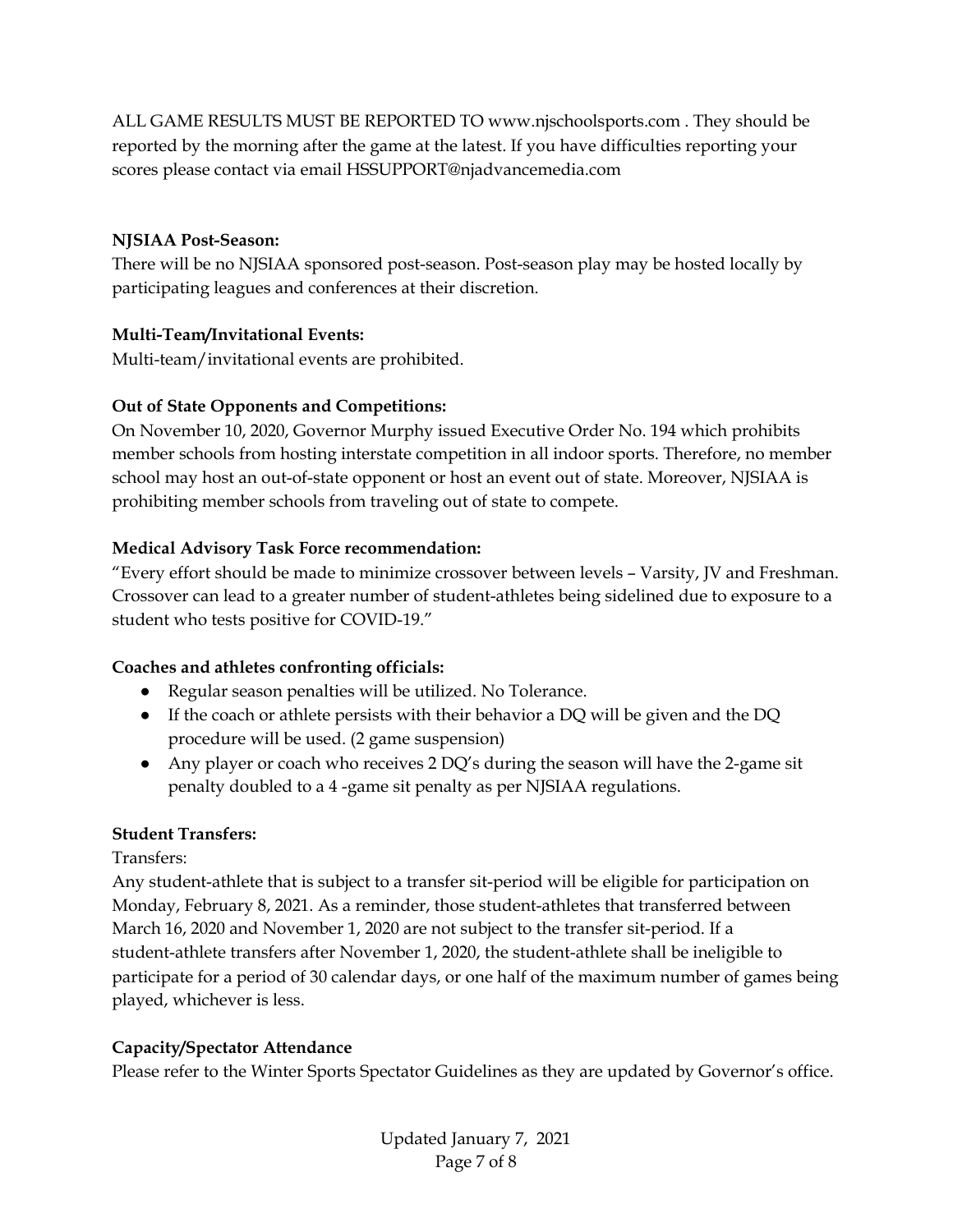ALL GAME RESULTS MUST BE REPORTED TO www.njschoolsports.com . They should be reported by the morning after the game at the latest. If you have difficulties reporting your scores please contact via email HSSUPPORT@njadvancemedia.com

**NJSIAA Post-Season:**

There will be no NJSIAA sponsored post-season. Post-season play may be hosted locally by participating leagues and conferences at their discretion.

**Multi-Team/Invitational Events:**

Multi-team/invitational events are prohibited.

**Out of State Opponents and Competitions:**

On November 10, 2020, Governor Murphy issued Executive Order No. 194 which prohibits member schools from hosting interstate competition in all indoor sports. Therefore, no member school may host an out-of-state opponent or host an event out of state. Moreover, NJSIAA is prohibiting member schools from traveling out of state to compete.

**Medical Advisory Task Force recommendation:**

"Every effort should be made to minimize crossover between levels – Varsity, JV and Freshman. Crossover can lead to a greater number of student-athletes being sidelined due to exposure to a student who tests positive for COVID-19."

**Coaches and athletes confronting officials:**

- Regular season penalties will be utilized. No Tolerance.
- If the coach or athlete persists with their behavior a DQ will be given and the DQ procedure will be used. (2 game suspension)
- Any player or coach who receives 2 DQ's during the season will have the 2-game sit penalty doubled to a 4 -game sit penalty as per NJSIAA regulations.

**Student Transfers:**

Transfers:

Any student-athlete that is subject to a transfer sit-period will be eligible for participation on Monday, February 8, 2021. As a reminder, those student-athletes that transferred between March 16, 2020 and November 1, 2020 are not subject to the transfer sit-period. If a student-athlete transfers after November 1, 2020, the student-athlete shall be ineligible to participate for a period of 30 calendar days, or one half of the maximum number of games being played, whichever is less.

**Capacity/Spectator Attendance**

Please refer to the Winter Sports Spectator Guidelines as they are updated by Governor's office.

Updated January 7, 2021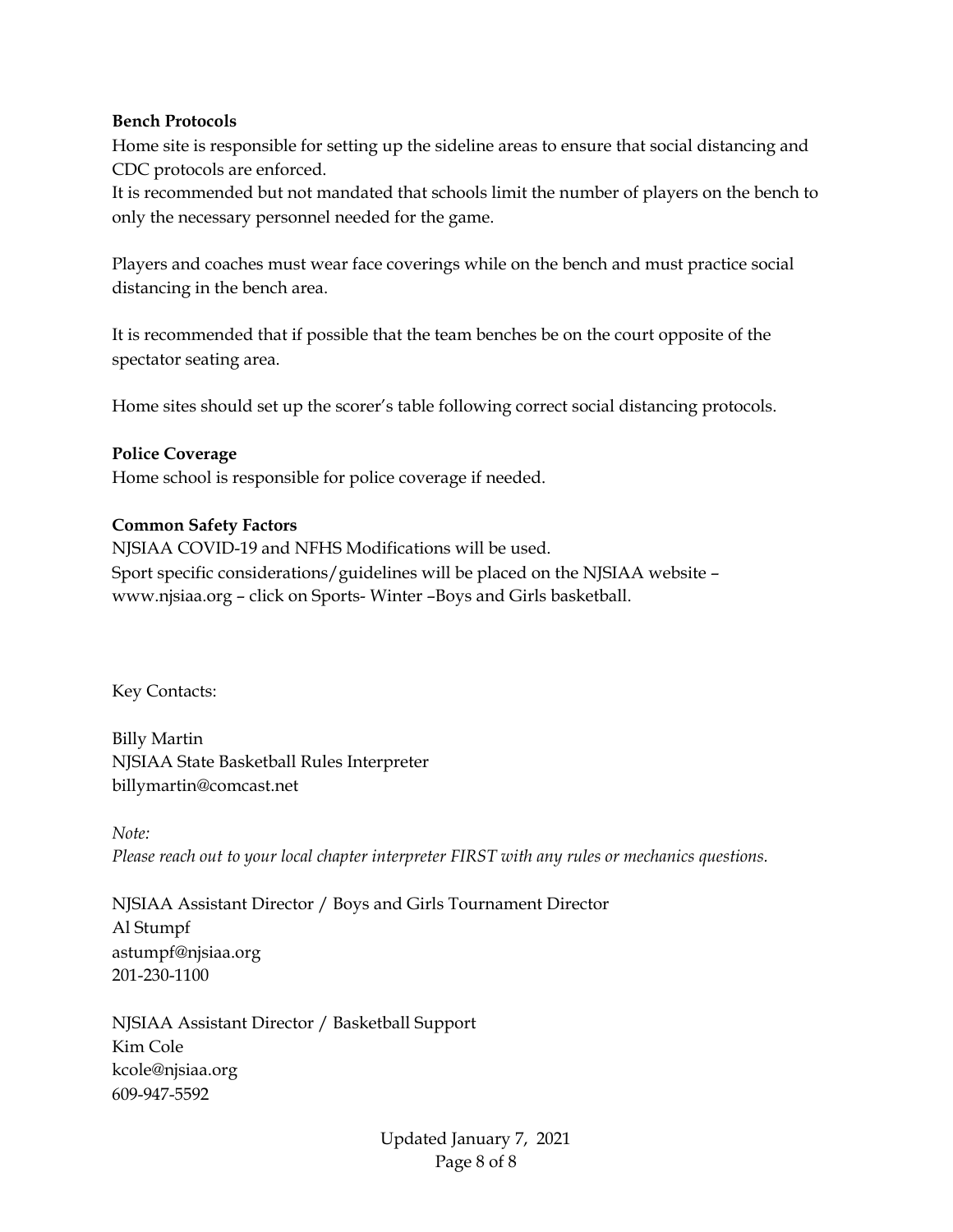**Bench Protocols**

Home site is responsible for setting up the sideline areas to ensure that social distancing and CDC protocols are enforced.

It is recommended but not mandated that schools limit the number of players on the bench to only the necessary personnel needed for the game.

Players and coaches must wear face coverings while on the bench and must practice social distancing in the bench area.

It is recommended that if possible that the team benches be on the court opposite of the spectator seating area.

Home sites should set up the scorer's table following correct social distancing protocols.

**Police Coverage**

Home school is responsible for police coverage if needed.

**Common Safety Factors**

NJSIAA COVID-19 and NFHS Modifications will be used.

Sport specific considerations/guidelines will be placed on the NJSIAA website – www.njsiaa.org – click on Sports- Winter –Boys and Girls basketball.

Key Contacts:

Billy Martin
NJSIAA State Basketball Rules Interpreter
billymartin@comcast.net

*Note:*
*Please reach out to your local chapter interpreter FIRST with any rules or mechanics questions.*

NJSIAA Assistant Director / Boys and Girls Tournament Director
Al Stumpf
astumpf@njsiaa.org
201-230-1100

NJSIAA Assistant Director / Basketball Support
Kim Cole
kcole@njsiaa.org
609-947-5592

Updated January 7, 2021